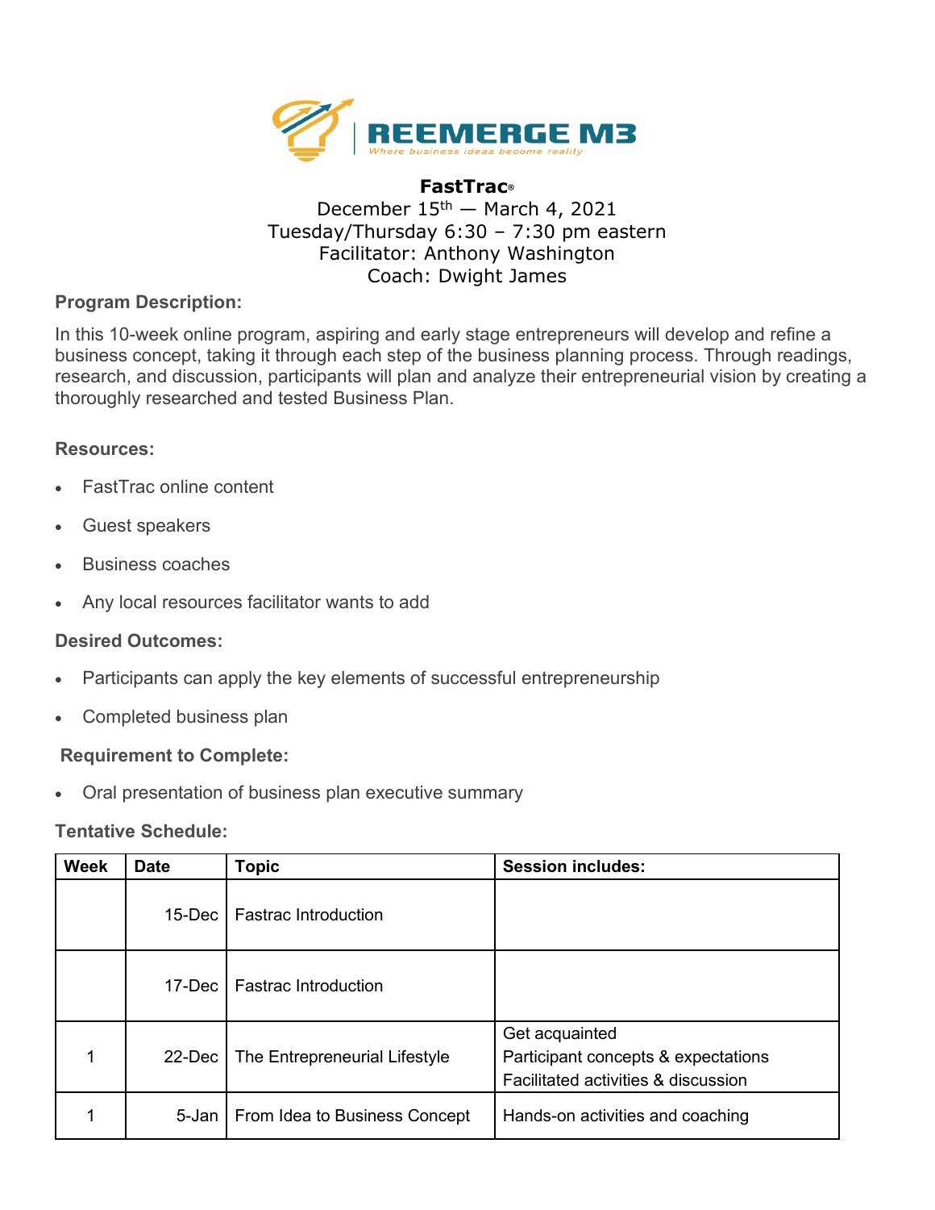**REEMERGE M3**

*Where business ideas become reality*

**FastTrac®**

December 15th — March 4, 2021

Tuesday/Thursday 6:30 – 7:30 pm eastern

Facilitator: Anthony Washington

Coach: Dwight James

**Program Description:**

In this 10-week online program, aspiring and early stage entrepreneurs will develop and refine a business concept, taking it through each step of the business planning process. Through readings, research, and discussion, participants will plan and analyze their entrepreneurial vision by creating a thoroughly researched and tested Business Plan.

**Resources:**

- FastTrac online content
- Guest speakers
- Business coaches
- Any local resources facilitator wants to add

**Desired Outcomes:**

- Participants can apply the key elements of successful entrepreneurship
- Completed business plan

**Requirement to Complete:**

- Oral presentation of business plan executive summary

**Tentative Schedule:**

| Week | Date | Topic | Session includes: |
|---|---|---|---|
| | 15-Dec | Fastrac Introduction | |
| | 17-Dec | Fastrac Introduction | |
| 1 | 22-Dec | The Entrepreneurial Lifestyle | Get acquainted<br>Participant concepts & expectations<br>Facilitated activities & discussion |
| 1 | 5-Jan | From Idea to Business Concept | Hands-on activities and coaching |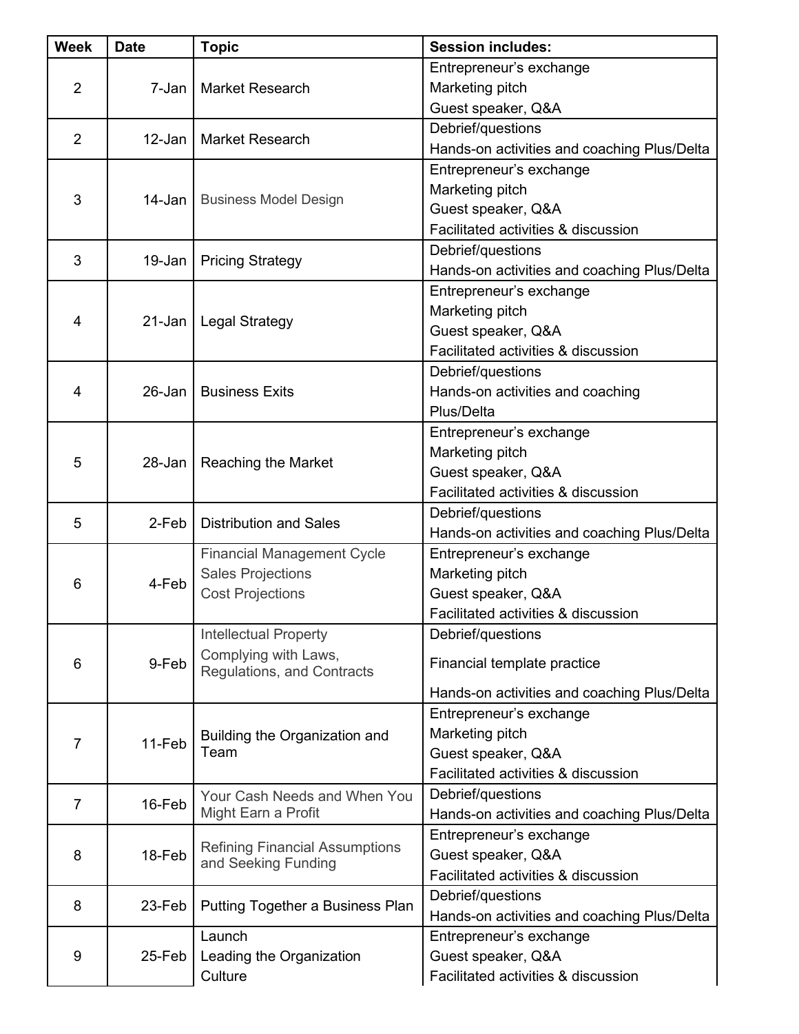| Week | Date | Topic | Session includes: |
|---|---|---|---|
| 2 | 7-Jan | Market Research | Entrepreneur's exchange<br>Marketing pitch<br>Guest speaker, Q&A |
| 2 | 12-Jan | Market Research | Debrief/questions<br>Hands-on activities and coaching Plus/Delta |
| 3 | 14-Jan | Business Model Design | Entrepreneur's exchange<br>Marketing pitch<br>Guest speaker, Q&A<br>Facilitated activities & discussion |
| 3 | 19-Jan | Pricing Strategy | Debrief/questions<br>Hands-on activities and coaching Plus/Delta |
| 4 | 21-Jan | Legal Strategy | Entrepreneur's exchange<br>Marketing pitch<br>Guest speaker, Q&A<br>Facilitated activities & discussion |
| 4 | 26-Jan | Business Exits | Debrief/questions<br>Hands-on activities and coaching<br>Plus/Delta |
| 5 | 28-Jan | Reaching the Market | Entrepreneur's exchange<br>Marketing pitch<br>Guest speaker, Q&A<br>Facilitated activities & discussion |
| 5 | 2-Feb | Distribution and Sales | Debrief/questions<br>Hands-on activities and coaching Plus/Delta |
| 6 | 4-Feb | Financial Management Cycle<br>Sales Projections<br>Cost Projections | Entrepreneur's exchange<br>Marketing pitch<br>Guest speaker, Q&A<br>Facilitated activities & discussion |
| 6 | 9-Feb | Intellectual Property<br>Complying with Laws, Regulations, and Contracts | Debrief/questions<br>Financial template practice<br>Hands-on activities and coaching Plus/Delta |
| 7 | 11-Feb | Building the Organization and Team | Entrepreneur's exchange<br>Marketing pitch<br>Guest speaker, Q&A<br>Facilitated activities & discussion |
| 7 | 16-Feb | Your Cash Needs and When You Might Earn a Profit | Debrief/questions<br>Hands-on activities and coaching Plus/Delta |
| 8 | 18-Feb | Refining Financial Assumptions and Seeking Funding | Entrepreneur's exchange<br>Guest speaker, Q&A<br>Facilitated activities & discussion |
| 8 | 23-Feb | Putting Together a Business Plan | Debrief/questions<br>Hands-on activities and coaching Plus/Delta |
| 9 | 25-Feb | Launch<br>Leading the Organization<br>Culture | Entrepreneur's exchange<br>Guest speaker, Q&A<br>Facilitated activities & discussion |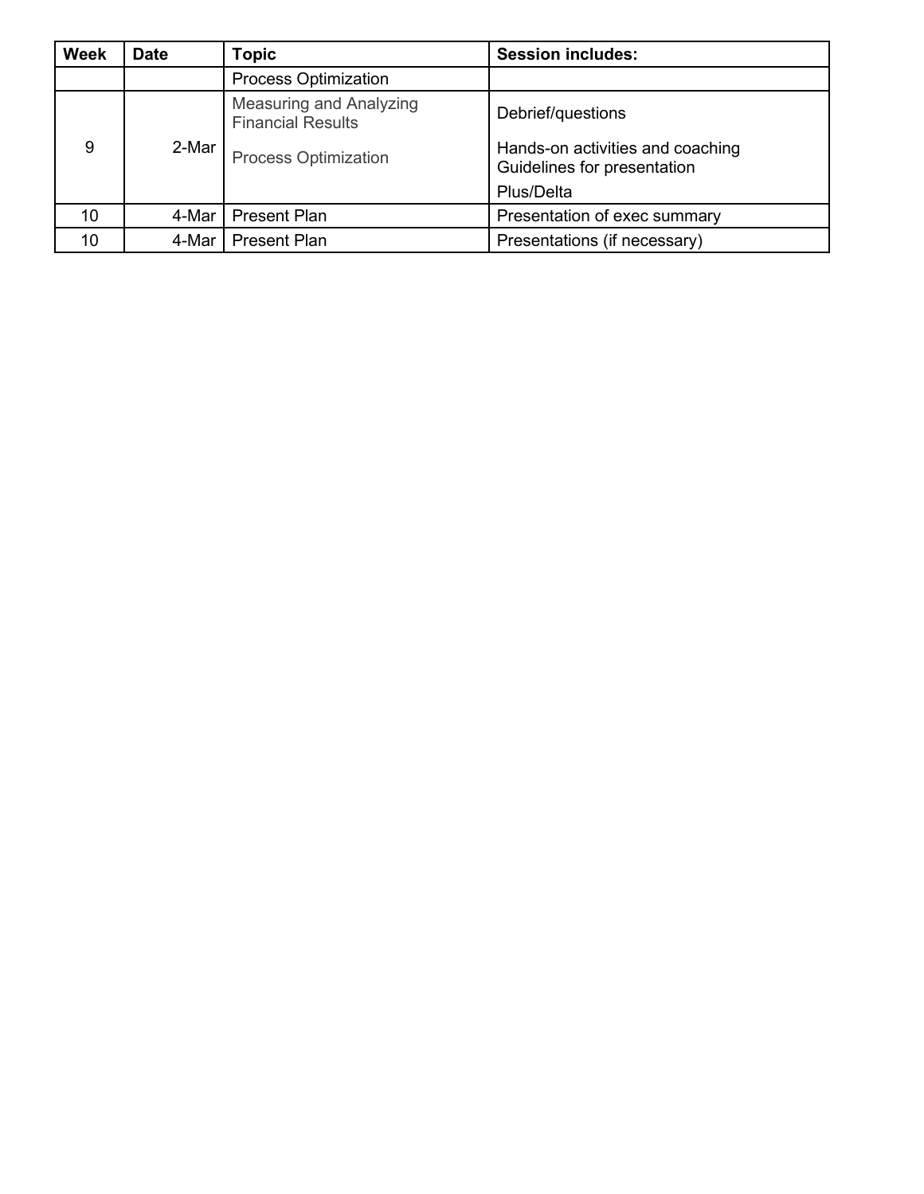| Week | Date | Topic | Session includes: |
|---|---|---|---|
| | | Process Optimization | |
| 9 | 2-Mar | Measuring and Analyzing Financial Results<br><br>Process Optimization | Debrief/questions<br><br>Hands-on activities and coaching<br>Guidelines for presentation<br><br>Plus/Delta |
| 10 | 4-Mar | Present Plan | Presentation of exec summary |
| 10 | 4-Mar | Present Plan | Presentations (if necessary) |